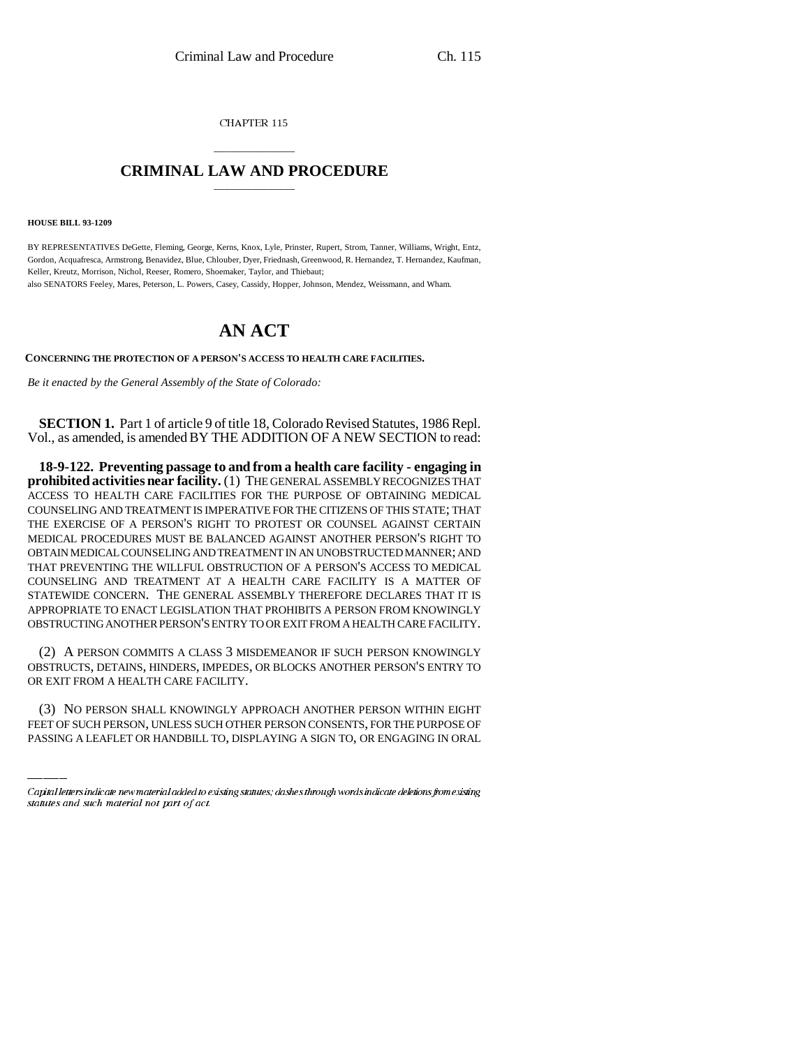CHAPTER 115

# CRIMINAL LAW AND PROCEDURE

**HOUSE BILL 93-1209**

BY REPRESENTATIVES DeGette, Fleming, George, Kerns, Knox, Lyle, Prinster, Rupert, Strom, Tanner, Williams, Wright, Entz, Gordon, Acquafresca, Armstrong, Benavidez, Blue, Chlouber, Dyer, Friednash, Greenwood, R. Hernandez, T. Hernandez, Kaufman, Keller, Kreutz, Morrison, Nichol, Reeser, Romero, Shoemaker, Taylor, and Thiebaut;
also SENATORS Feeley, Mares, Peterson, L. Powers, Casey, Cassidy, Hopper, Johnson, Mendez, Weissmann, and Wham.

# AN ACT

**CONCERNING THE PROTECTION OF A PERSON'S ACCESS TO HEALTH CARE FACILITIES.**

*Be it enacted by the General Assembly of the State of Colorado:*

**SECTION 1.** Part 1 of article 9 of title 18, Colorado Revised Statutes, 1986 Repl. Vol., as amended, is amended BY THE ADDITION OF A NEW SECTION to read:

**18-9-122. Preventing passage to and from a health care facility - engaging in prohibited activities near facility.** (1) THE GENERAL ASSEMBLY RECOGNIZES THAT ACCESS TO HEALTH CARE FACILITIES FOR THE PURPOSE OF OBTAINING MEDICAL COUNSELING AND TREATMENT IS IMPERATIVE FOR THE CITIZENS OF THIS STATE; THAT THE EXERCISE OF A PERSON'S RIGHT TO PROTEST OR COUNSEL AGAINST CERTAIN MEDICAL PROCEDURES MUST BE BALANCED AGAINST ANOTHER PERSON'S RIGHT TO OBTAIN MEDICAL COUNSELING AND TREATMENT IN AN UNOBSTRUCTED MANNER; AND THAT PREVENTING THE WILLFUL OBSTRUCTION OF A PERSON'S ACCESS TO MEDICAL COUNSELING AND TREATMENT AT A HEALTH CARE FACILITY IS A MATTER OF STATEWIDE CONCERN. THE GENERAL ASSEMBLY THEREFORE DECLARES THAT IT IS APPROPRIATE TO ENACT LEGISLATION THAT PROHIBITS A PERSON FROM KNOWINGLY OBSTRUCTING ANOTHER PERSON'S ENTRY TO OR EXIT FROM A HEALTH CARE FACILITY.

(2) A PERSON COMMITS A CLASS 3 MISDEMEANOR IF SUCH PERSON KNOWINGLY OBSTRUCTS, DETAINS, HINDERS, IMPEDES, OR BLOCKS ANOTHER PERSON'S ENTRY TO OR EXIT FROM A HEALTH CARE FACILITY.

(3) NO PERSON SHALL KNOWINGLY APPROACH ANOTHER PERSON WITHIN EIGHT FEET OF SUCH PERSON, UNLESS SUCH OTHER PERSON CONSENTS, FOR THE PURPOSE OF PASSING A LEAFLET OR HANDBILL TO, DISPLAYING A SIGN TO, OR ENGAGING IN ORAL

*Capital letters indicate new material added to existing statutes; dashes through words indicate deletions from existing statutes and such material not part of act.*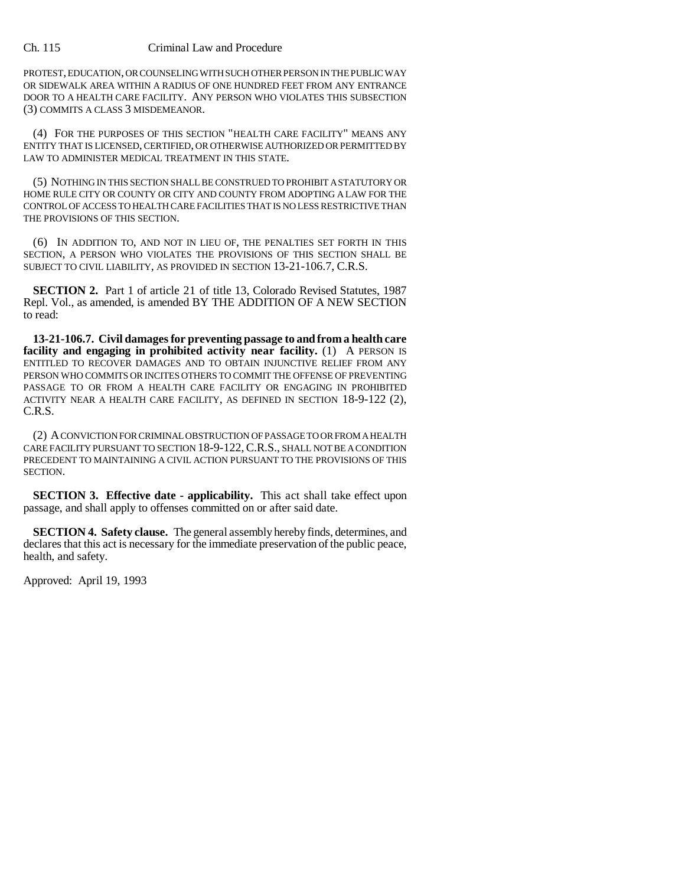PROTEST, EDUCATION, OR COUNSELING WITH SUCH OTHER PERSON IN THE PUBLIC WAY OR SIDEWALK AREA WITHIN A RADIUS OF ONE HUNDRED FEET FROM ANY ENTRANCE DOOR TO A HEALTH CARE FACILITY. ANY PERSON WHO VIOLATES THIS SUBSECTION (3) COMMITS A CLASS 3 MISDEMEANOR.

(4) FOR THE PURPOSES OF THIS SECTION "HEALTH CARE FACILITY" MEANS ANY ENTITY THAT IS LICENSED, CERTIFIED, OR OTHERWISE AUTHORIZED OR PERMITTED BY LAW TO ADMINISTER MEDICAL TREATMENT IN THIS STATE.

(5) NOTHING IN THIS SECTION SHALL BE CONSTRUED TO PROHIBIT A STATUTORY OR HOME RULE CITY OR COUNTY OR CITY AND COUNTY FROM ADOPTING A LAW FOR THE CONTROL OF ACCESS TO HEALTH CARE FACILITIES THAT IS NO LESS RESTRICTIVE THAN THE PROVISIONS OF THIS SECTION.

(6) IN ADDITION TO, AND NOT IN LIEU OF, THE PENALTIES SET FORTH IN THIS SECTION, A PERSON WHO VIOLATES THE PROVISIONS OF THIS SECTION SHALL BE SUBJECT TO CIVIL LIABILITY, AS PROVIDED IN SECTION 13-21-106.7, C.R.S.

**SECTION 2.** Part 1 of article 21 of title 13, Colorado Revised Statutes, 1987 Repl. Vol., as amended, is amended BY THE ADDITION OF A NEW SECTION to read:

**13-21-106.7. Civil damages for preventing passage to and from a health care facility and engaging in prohibited activity near facility.** (1) A PERSON IS ENTITLED TO RECOVER DAMAGES AND TO OBTAIN INJUNCTIVE RELIEF FROM ANY PERSON WHO COMMITS OR INCITES OTHERS TO COMMIT THE OFFENSE OF PREVENTING PASSAGE TO OR FROM A HEALTH CARE FACILITY OR ENGAGING IN PROHIBITED ACTIVITY NEAR A HEALTH CARE FACILITY, AS DEFINED IN SECTION 18-9-122 (2), C.R.S.

(2) A CONVICTION FOR CRIMINAL OBSTRUCTION OF PASSAGE TO OR FROM A HEALTH CARE FACILITY PURSUANT TO SECTION 18-9-122, C.R.S., SHALL NOT BE A CONDITION PRECEDENT TO MAINTAINING A CIVIL ACTION PURSUANT TO THE PROVISIONS OF THIS SECTION.

**SECTION 3. Effective date - applicability.** This act shall take effect upon passage, and shall apply to offenses committed on or after said date.

**SECTION 4. Safety clause.** The general assembly hereby finds, determines, and declares that this act is necessary for the immediate preservation of the public peace, health, and safety.

Approved: April 19, 1993